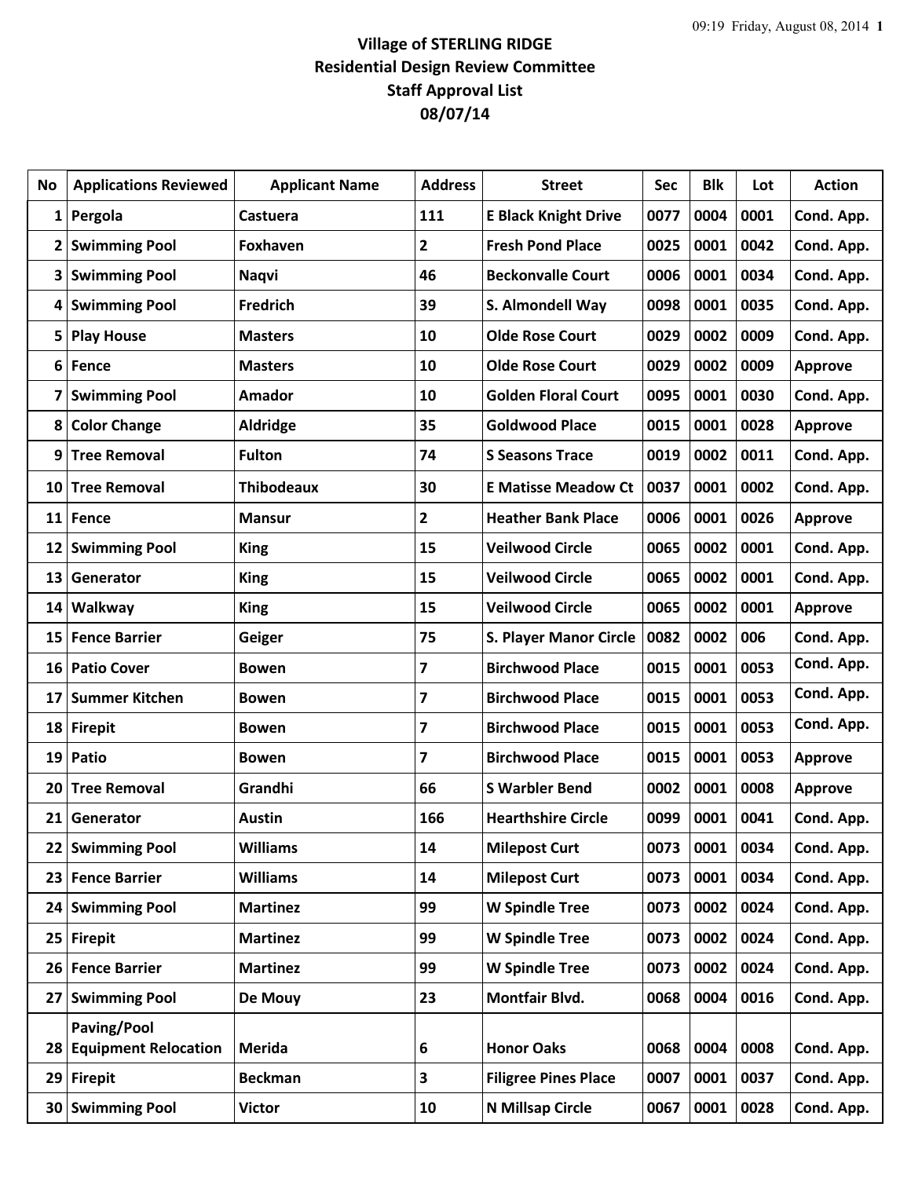# Village of STERLING RIDGE
## Residential Design Review Committee
## Staff Approval List
## 08/07/14

| No | Applications Reviewed | Applicant Name | Address | Street | Sec | Blk | Lot | Action |
|---|---|---|---|---|---|---|---|---|
| 1 | Pergola | Castuera | 111 | E Black Knight Drive | 0077 | 0004 | 0001 | Cond. App. |
| 2 | Swimming Pool | Foxhaven | 2 | Fresh Pond Place | 0025 | 0001 | 0042 | Cond. App. |
| 3 | Swimming Pool | Naqvi | 46 | Beckonvalle Court | 0006 | 0001 | 0034 | Cond. App. |
| 4 | Swimming Pool | Fredrich | 39 | S. Almondell Way | 0098 | 0001 | 0035 | Cond. App. |
| 5 | Play House | Masters | 10 | Olde Rose Court | 0029 | 0002 | 0009 | Cond. App. |
| 6 | Fence | Masters | 10 | Olde Rose Court | 0029 | 0002 | 0009 | Approve |
| 7 | Swimming Pool | Amador | 10 | Golden Floral Court | 0095 | 0001 | 0030 | Cond. App. |
| 8 | Color Change | Aldridge | 35 | Goldwood Place | 0015 | 0001 | 0028 | Approve |
| 9 | Tree Removal | Fulton | 74 | S Seasons Trace | 0019 | 0002 | 0011 | Cond. App. |
| 10 | Tree Removal | Thibodeaux | 30 | E Matisse Meadow Ct | 0037 | 0001 | 0002 | Cond. App. |
| 11 | Fence | Mansur | 2 | Heather Bank Place | 0006 | 0001 | 0026 | Approve |
| 12 | Swimming Pool | King | 15 | Veilwood Circle | 0065 | 0002 | 0001 | Cond. App. |
| 13 | Generator | King | 15 | Veilwood Circle | 0065 | 0002 | 0001 | Cond. App. |
| 14 | Walkway | King | 15 | Veilwood Circle | 0065 | 0002 | 0001 | Approve |
| 15 | Fence Barrier | Geiger | 75 | S. Player Manor Circle | 0082 | 0002 | 006 | Cond. App. |
| 16 | Patio Cover | Bowen | 7 | Birchwood Place | 0015 | 0001 | 0053 | Cond. App. |
| 17 | Summer Kitchen | Bowen | 7 | Birchwood Place | 0015 | 0001 | 0053 | Cond. App. |
| 18 | Firepit | Bowen | 7 | Birchwood Place | 0015 | 0001 | 0053 | Cond. App. |
| 19 | Patio | Bowen | 7 | Birchwood Place | 0015 | 0001 | 0053 | Approve |
| 20 | Tree Removal | Grandhi | 66 | S Warbler Bend | 0002 | 0001 | 0008 | Approve |
| 21 | Generator | Austin | 166 | Hearthshire Circle | 0099 | 0001 | 0041 | Cond. App. |
| 22 | Swimming Pool | Williams | 14 | Milepost Curt | 0073 | 0001 | 0034 | Cond. App. |
| 23 | Fence Barrier | Williams | 14 | Milepost Curt | 0073 | 0001 | 0034 | Cond. App. |
| 24 | Swimming Pool | Martinez | 99 | W Spindle Tree | 0073 | 0002 | 0024 | Cond. App. |
| 25 | Firepit | Martinez | 99 | W Spindle Tree | 0073 | 0002 | 0024 | Cond. App. |
| 26 | Fence Barrier | Martinez | 99 | W Spindle Tree | 0073 | 0002 | 0024 | Cond. App. |
| 27 | Swimming Pool | De Mouy | 23 | Montfair Blvd. | 0068 | 0004 | 0016 | Cond. App. |
| 28 | Paving/Pool Equipment Relocation | Merida | 6 | Honor Oaks | 0068 | 0004 | 0008 | Cond. App. |
| 29 | Firepit | Beckman | 3 | Filigree Pines Place | 0007 | 0001 | 0037 | Cond. App. |
| 30 | Swimming Pool | Victor | 10 | N Millsap Circle | 0067 | 0001 | 0028 | Cond. App. |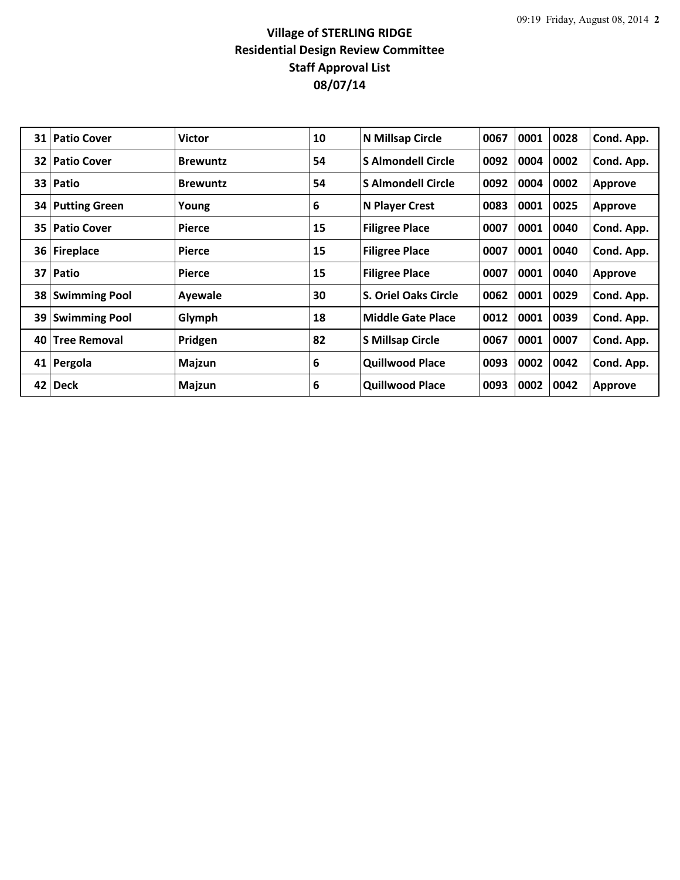**Village of STERLING RIDGE**
**Residential Design Review Committee**
**Staff Approval List**
**08/07/14**

| | | | | | | | | |
|---|---|---|---|---|---|---|---|---|
| 31 | Patio Cover | Victor | 10 | N Millsap Circle | 0067 | 0001 | 0028 | Cond. App. |
| 32 | Patio Cover | Brewuntz | 54 | S Almondell Circle | 0092 | 0004 | 0002 | Cond. App. |
| 33 | Patio | Brewuntz | 54 | S Almondell Circle | 0092 | 0004 | 0002 | Approve |
| 34 | Putting Green | Young | 6 | N Player Crest | 0083 | 0001 | 0025 | Approve |
| 35 | Patio Cover | Pierce | 15 | Filigree Place | 0007 | 0001 | 0040 | Cond. App. |
| 36 | Fireplace | Pierce | 15 | Filigree Place | 0007 | 0001 | 0040 | Cond. App. |
| 37 | Patio | Pierce | 15 | Filigree Place | 0007 | 0001 | 0040 | Approve |
| 38 | Swimming Pool | Ayewale | 30 | S. Oriel Oaks Circle | 0062 | 0001 | 0029 | Cond. App. |
| 39 | Swimming Pool | Glymph | 18 | Middle Gate Place | 0012 | 0001 | 0039 | Cond. App. |
| 40 | Tree Removal | Pridgen | 82 | S Millsap Circle | 0067 | 0001 | 0007 | Cond. App. |
| 41 | Pergola | Majzun | 6 | Quillwood Place | 0093 | 0002 | 0042 | Cond. App. |
| 42 | Deck | Majzun | 6 | Quillwood Place | 0093 | 0002 | 0042 | Approve |